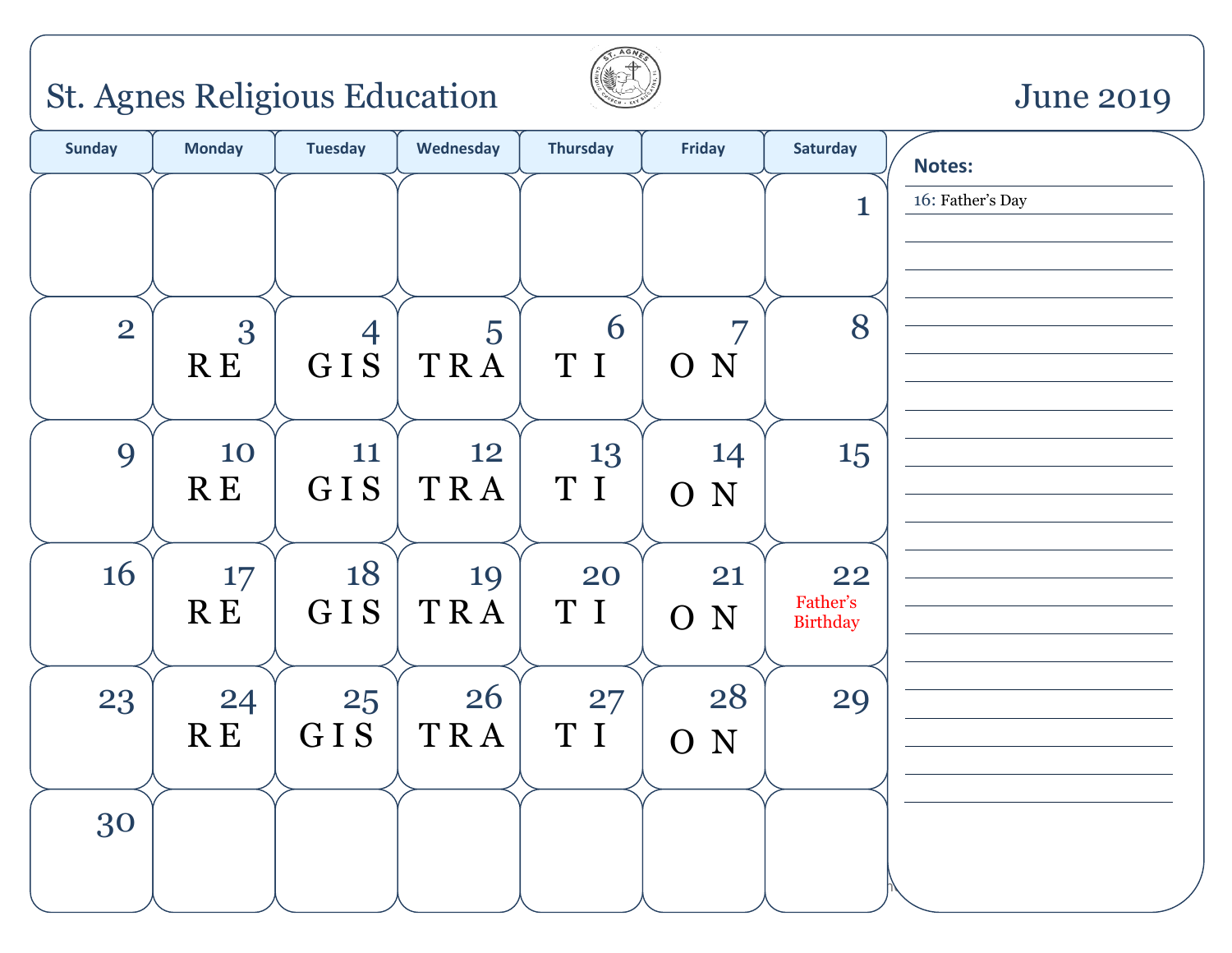# St. Agnes Religious Education

## June 2019

| Sunday | Monday | Tuesday | Wednesday | Thursday | Friday | Saturday |
|---|---|---|---|---|---|---|
| | | | | | | 1 |
| 2 | 3 R E | 4 G I S | 5 T R A | 6 T I | 7 O N | 8 |
| 9 | 10 R E | 11 G I S | 12 T R A | 13 T I | 14 O N | 15 |
| 16 | 17 R E | 18 G I S | 19 T R A | 20 T I | 21 O N | 22 Father's Birthday |
| 23 | 24 R E | 25 G I S | 26 T R A | 27 T I | 28 O N | 29 |
| 30 | | | | | | |

**Notes:**

16: Father's Day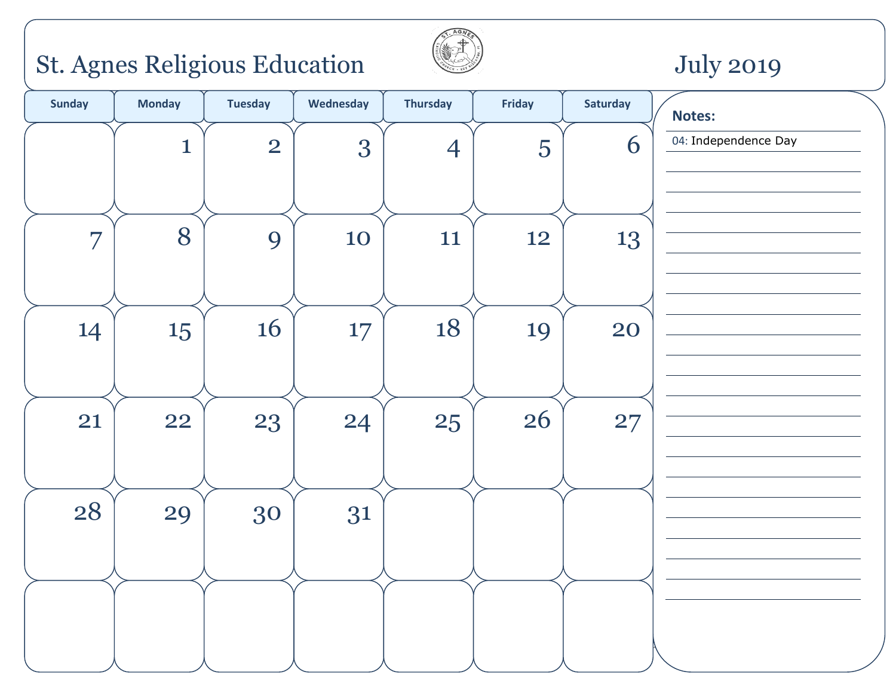# St. Agnes Religious Education

## July 2019

| Sunday | Monday | Tuesday | Wednesday | Thursday | Friday | Saturday |
|---|---|---|---|---|---|---|
| | 1 | 2 | 3 | 4 | 5 | 6 |
| 7 | 8 | 9 | 10 | 11 | 12 | 13 |
| 14 | 15 | 16 | 17 | 18 | 19 | 20 |
| 21 | 22 | 23 | 24 | 25 | 26 | 27 |
| 28 | 29 | 30 | 31 | | | |
| | | | | | | |

**Notes:**

04: Independence Day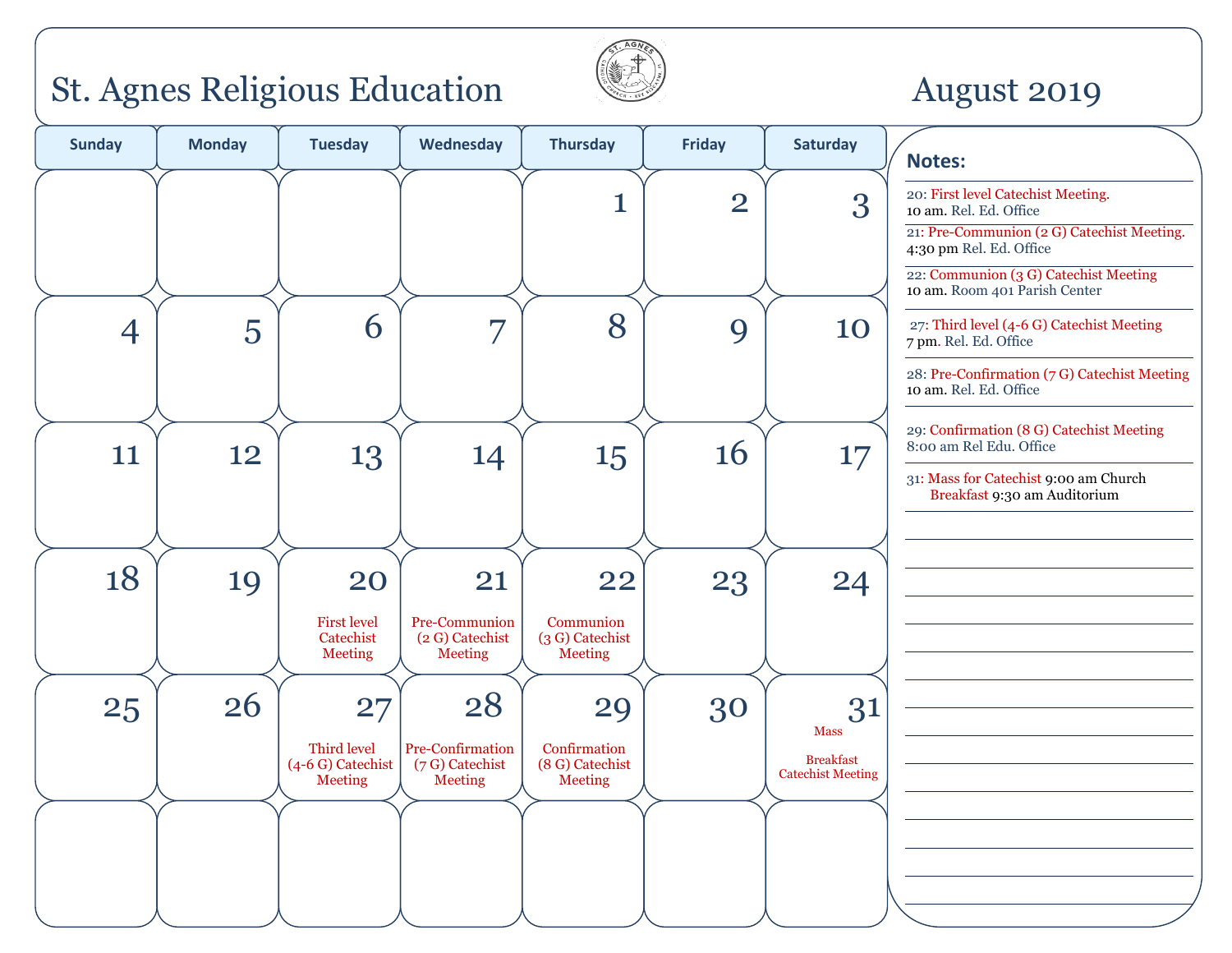# St. Agnes Religious Education

# August 2019

| Sunday | Monday | Tuesday | Wednesday | Thursday | Friday | Saturday |
|---|---|---|---|---|---|---|
| | | | | 1 | 2 | 3 |
| 4 | 5 | 6 | 7 | 8 | 9 | 10 |
| 11 | 12 | 13 | 14 | 15 | 16 | 17 |
| 18 | 19 | 20 First level Catechist Meeting | 21 Pre-Communion (2 G) Catechist Meeting | 22 Communion (3 G) Catechist Meeting | 23 | 24 |
| 25 | 26 | 27 Third level (4-6 G) Catechist Meeting | 28 Pre-Confirmation (7 G) Catechist Meeting | 29 Confirmation (8 G) Catechist Meeting | 30 | 31 Mass Breakfast Catechist Meeting |
| | | | | | | |

**Notes:**

20: First level Catechist Meeting. 10 am. Rel. Ed. Office

21: Pre-Communion (2 G) Catechist Meeting. 4:30 pm Rel. Ed. Office

22: Communion (3 G) Catechist Meeting 10 am. Room 401 Parish Center

27: Third level (4-6 G) Catechist Meeting 7 pm. Rel. Ed. Office

28: Pre-Confirmation (7 G) Catechist Meeting 10 am. Rel. Ed. Office

29: Confirmation (8 G) Catechist Meeting 8:00 am Rel Edu. Office

31: Mass for Catechist 9:00 am Church
Breakfast 9:30 am Auditorium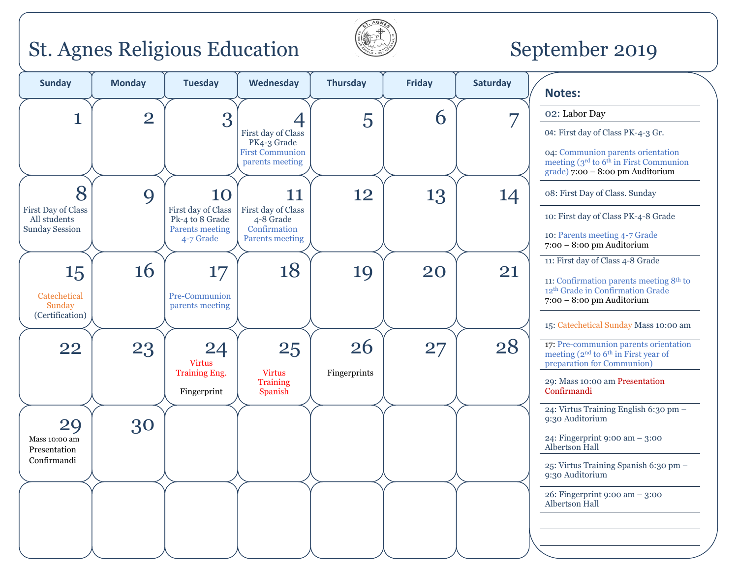# St. Agnes Religious Education

## September 2019

| Sunday | Monday | Tuesday | Wednesday | Thursday | Friday | Saturday |
|---|---|---|---|---|---|---|
| 1 | 2 | 3 | 4<br>First day of Class PK4-3 Grade<br>First Communion parents meeting | 5 | 6 | 7 |
| 8<br>First Day of Class All students Sunday Session | 9 | 10<br>First day of Class Pk-4 to 8 Grade<br>Parents meeting 4-7 Grade | 11<br>First day of Class 4-8 Grade<br>Confirmation Parents meeting | 12 | 13 | 14 |
| 15<br>Catechetical Sunday (Certification) | 16 | 17<br>Pre-Communion parents meeting | 18 | 19 | 20 | 21 |
| 22 | 23 | 24<br>Virtus Training Eng.<br>Fingerprint | 25<br>Virtus Training Spanish | 26<br>Fingerprints | 27 | 28 |
| 29<br>Mass 10:00 am Presentation Confirmandi | 30 | | | | | |
| | | | | | | |

### Notes:

02: Labor Day

04: First day of Class PK-4-3 Gr.

04: Communion parents orientation meeting (3rd to 6th in First Communion grade) 7:00 – 8:00 pm Auditorium

08: First Day of Class. Sunday

10: First day of Class PK-4-8 Grade

10: Parents meeting 4-7 Grade 7:00 – 8:00 pm Auditorium

11: First day of Class 4-8 Grade

11: Confirmation parents meeting 8th to 12th Grade in Confirmation Grade 7:00 – 8:00 pm Auditorium

15: Catechetical Sunday Mass 10:00 am

17: Pre-communion parents orientation meeting (2nd to 6th in First year of preparation for Communion)

29: Mass 10:00 am Presentation Confirmandi

24: Virtus Training English 6:30 pm – 9:30 Auditorium

24: Fingerprint 9:00 am – 3:00 Albertson Hall

25: Virtus Training Spanish 6:30 pm – 9:30 Auditorium

26: Fingerprint 9:00 am – 3:00 Albertson Hall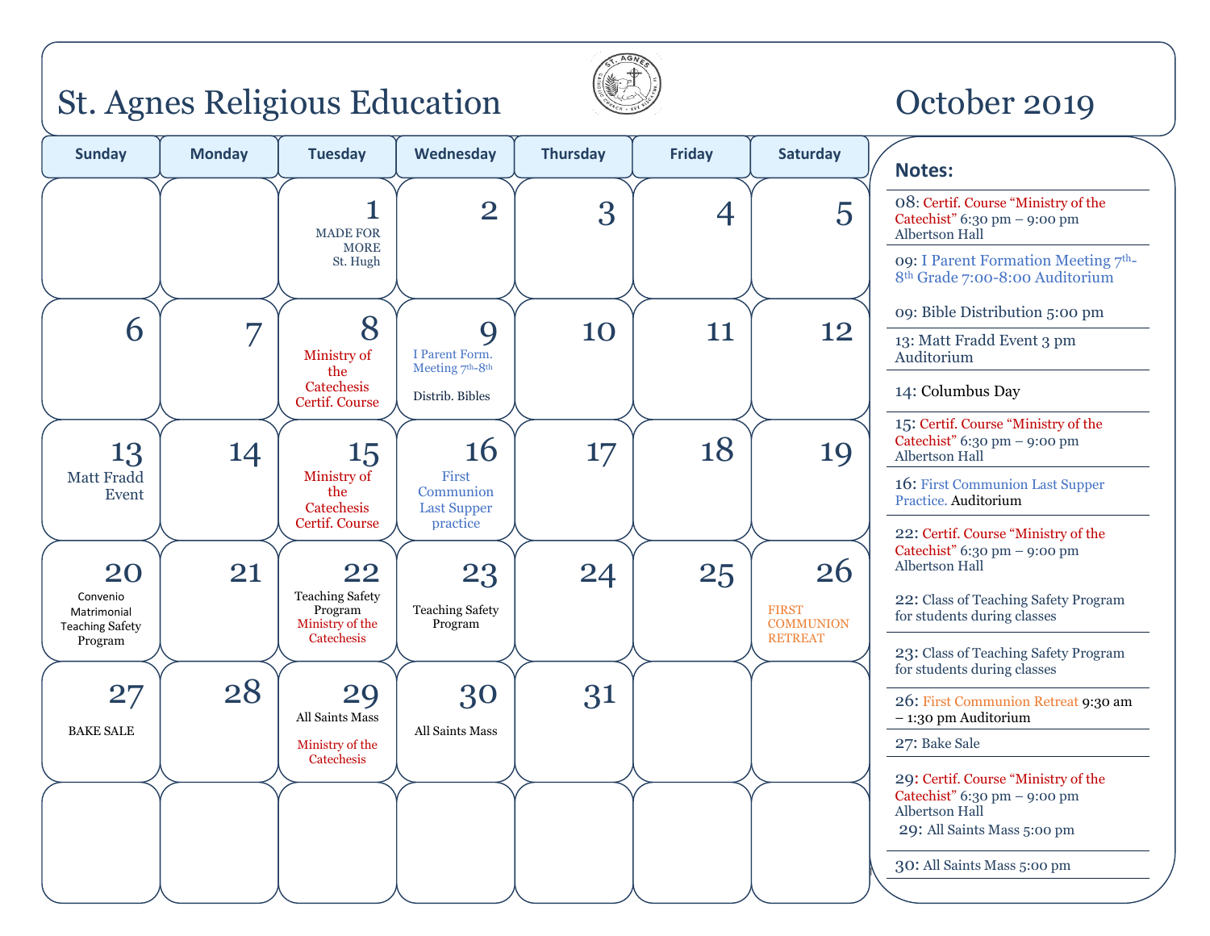# St. Agnes Religious Education

## October 2019

| Sunday | Monday | Tuesday | Wednesday | Thursday | Friday | Saturday |
|---|---|---|---|---|---|---|
| | | 1 MADE FOR MORE St. Hugh | 2 | 3 | 4 | 5 |
| 6 | 7 | 8 Ministry of the Catechesis Certif. Course | 9 I Parent Form. Meeting 7th-8th Distrib. Bibles | 10 | 11 | 12 |
| 13 Matt Fradd Event | 14 | 15 Ministry of the Catechesis Certif. Course | 16 First Communion Last Supper practice | 17 | 18 | 19 |
| 20 Convenio Matrimonial Teaching Safety Program | 21 | 22 Teaching Safety Program Ministry of the Catechesis | 23 Teaching Safety Program | 24 | 25 | 26 FIRST COMMUNION RETREAT |
| 27 BAKE SALE | 28 | 29 All Saints Mass Ministry of the Catechesis | 30 All Saints Mass | 31 | | |
| | | | | | | |

### Notes:

- 08: Certif. Course "Ministry of the Catechist" 6:30 pm – 9:00 pm Albertson Hall
- 09: I Parent Formation Meeting 7th-8th Grade 7:00-8:00 Auditorium
- 09: Bible Distribution 5:00 pm
- 13: Matt Fradd Event 3 pm Auditorium
- 14: Columbus Day
- 15: Certif. Course "Ministry of the Catechist" 6:30 pm – 9:00 pm Albertson Hall
- 16: First Communion Last Supper Practice. Auditorium
- 22: Certif. Course "Ministry of the Catechist" 6:30 pm – 9:00 pm Albertson Hall
- 22: Class of Teaching Safety Program for students during classes
- 23: Class of Teaching Safety Program for students during classes
- 26: First Communion Retreat 9:30 am – 1:30 pm Auditorium
- 27: Bake Sale
- 29: Certif. Course "Ministry of the Catechist" 6:30 pm – 9:00 pm Albertson Hall
- 29: All Saints Mass 5:00 pm
- 30: All Saints Mass 5:00 pm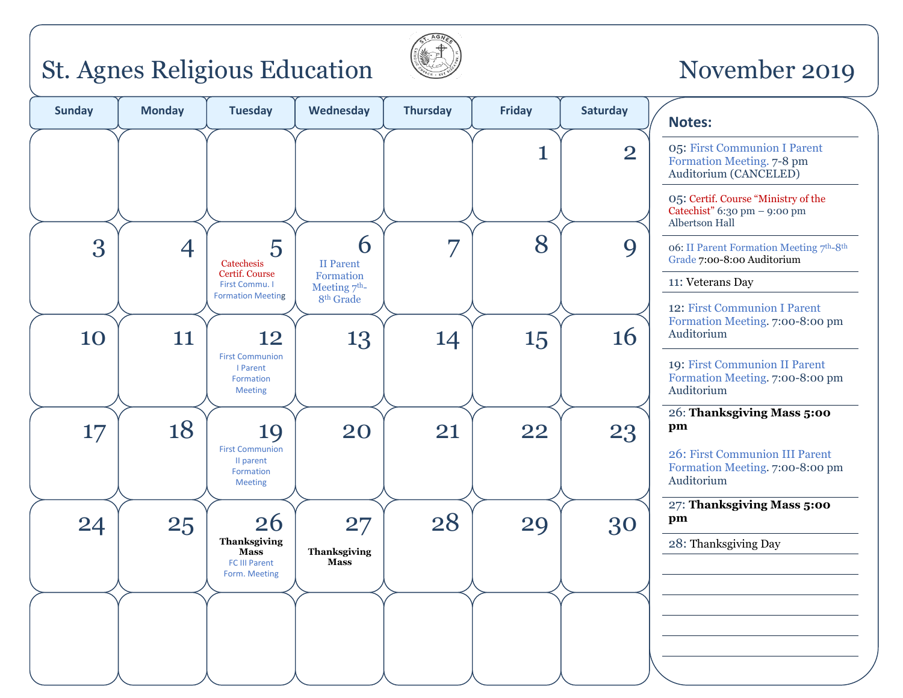# St. Agnes Religious Education

# November 2019

| Sunday | Monday | Tuesday | Wednesday | Thursday | Friday | Saturday |
|---|---|---|---|---|---|---|
| | | | | | 1 | 2 |
| 3 | 4 | 5 Catechesis Certif. Course First Commu. I Formation Meeting | 6 II Parent Formation Meeting 7th-8th Grade | 7 | 8 | 9 |
| 10 | 11 | 12 First Communion I Parent Formation Meeting | 13 | 14 | 15 | 16 |
| 17 | 18 | 19 First Communion II parent Formation Meeting | 20 | 21 | 22 | 23 |
| 24 | 25 | 26 **Thanksgiving Mass** FC III Parent Form. Meeting | 27 **Thanksgiving Mass** | 28 | 29 | 30 |
| | | | | | | |

**Notes:**

05: First Communion I Parent Formation Meeting. 7-8 pm Auditorium (CANCELED)

05: Certif. Course "Ministry of the Catechist" 6:30 pm – 9:00 pm Albertson Hall

06: II Parent Formation Meeting 7th-8th Grade 7:00-8:00 Auditorium

11: Veterans Day

12: First Communion I Parent Formation Meeting. 7:00-8:00 pm Auditorium

19: First Communion II Parent Formation Meeting. 7:00-8:00 pm Auditorium

26: **Thanksgiving Mass 5:00 pm**

26: First Communion III Parent Formation Meeting. 7:00-8:00 pm Auditorium

27: **Thanksgiving Mass 5:00 pm**

28: Thanksgiving Day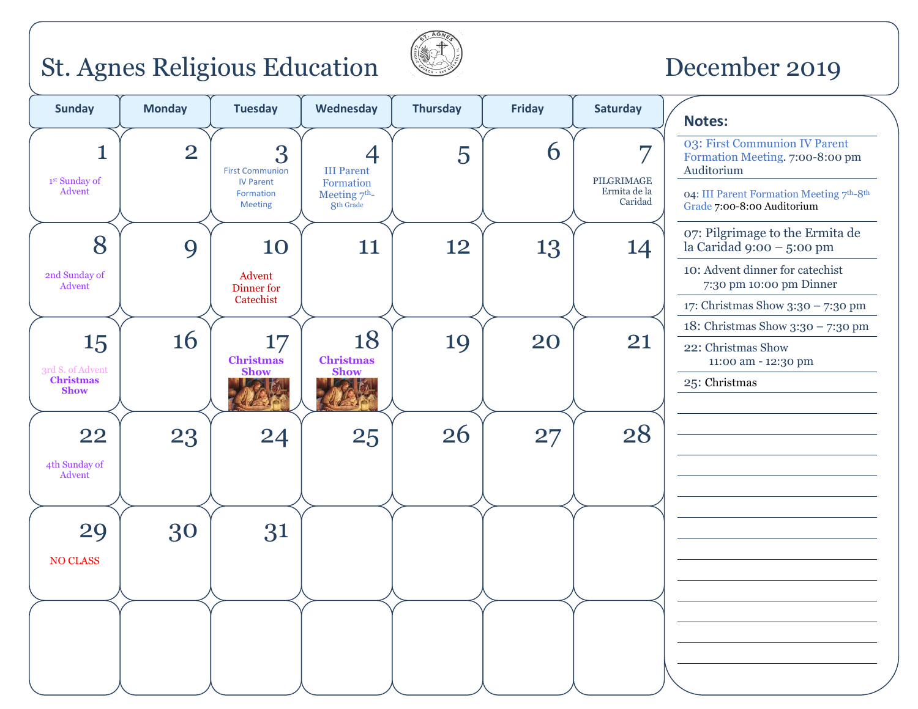# St. Agnes Religious Education

# December 2019

| Sunday | Monday | Tuesday | Wednesday | Thursday | Friday | Saturday |
|---|---|---|---|---|---|---|
| 1<br>1st Sunday of Advent | 2 | 3<br>First Communion IV Parent Formation Meeting | 4<br>III Parent Formation Meeting 7th-8th Grade | 5 | 6 | 7<br>PILGRIMAGE Ermita de la Caridad |
| 8<br>2nd Sunday of Advent | 9 | 10<br>Advent Dinner for Catechist | 11 | 12 | 13 | 14 |
| 15<br>3rd S. of Advent<br>**Christmas Show** | 16 | 17<br>**Christmas Show** | 18<br>**Christmas Show** | 19 | 20 | 21 |
| 22<br>4th Sunday of Advent | 23 | 24 | 25 | 26 | 27 | 28 |
| 29<br>NO CLASS | 30 | 31 | | | | |
| | | | | | | |

**Notes:**

03: First Communion IV Parent Formation Meeting. 7:00-8:00 pm Auditorium

04: III Parent Formation Meeting 7th-8th Grade 7:00-8:00 Auditorium

07: Pilgrimage to the Ermita de la Caridad 9:00 – 5:00 pm

10: Advent dinner for catechist 7:30 pm 10:00 pm Dinner

17: Christmas Show 3:30 – 7:30 pm

18: Christmas Show 3:30 – 7:30 pm

22: Christmas Show 11:00 am - 12:30 pm

25: Christmas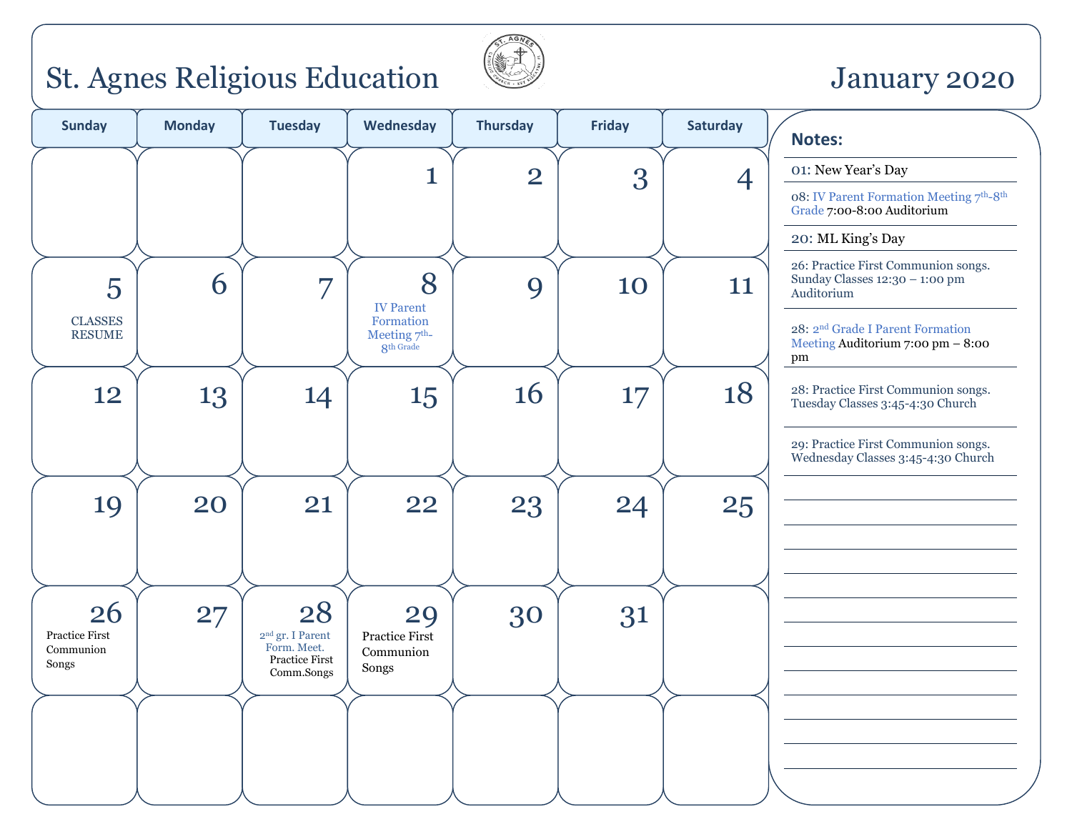# St. Agnes Religious Education

## January 2020

| Sunday | Monday | Tuesday | Wednesday | Thursday | Friday | Saturday |
|---|---|---|---|---|---|---|
| | | | 1 | 2 | 3 | 4 |
| 5<br>CLASSES RESUME | 6 | 7 | 8<br>IV Parent Formation Meeting 7th-8th Grade | 9 | 10 | 11 |
| 12 | 13 | 14 | 15 | 16 | 17 | 18 |
| 19 | 20 | 21 | 22 | 23 | 24 | 25 |
| 26<br>Practice First Communion Songs | 27 | 28<br>2nd gr. I Parent Form. Meet.<br>Practice First Comm.Songs | 29<br>Practice First Communion Songs | 30 | 31 | |
| | | | | | | |

### Notes:

01: New Year's Day

08: IV Parent Formation Meeting 7th-8th Grade 7:00-8:00 Auditorium

20: ML King's Day

26: Practice First Communion songs. Sunday Classes 12:30 – 1:00 pm Auditorium

28: 2nd Grade I Parent Formation Meeting Auditorium 7:00 pm – 8:00 pm

28: Practice First Communion songs. Tuesday Classes 3:45-4:30 Church

29: Practice First Communion songs. Wednesday Classes 3:45-4:30 Church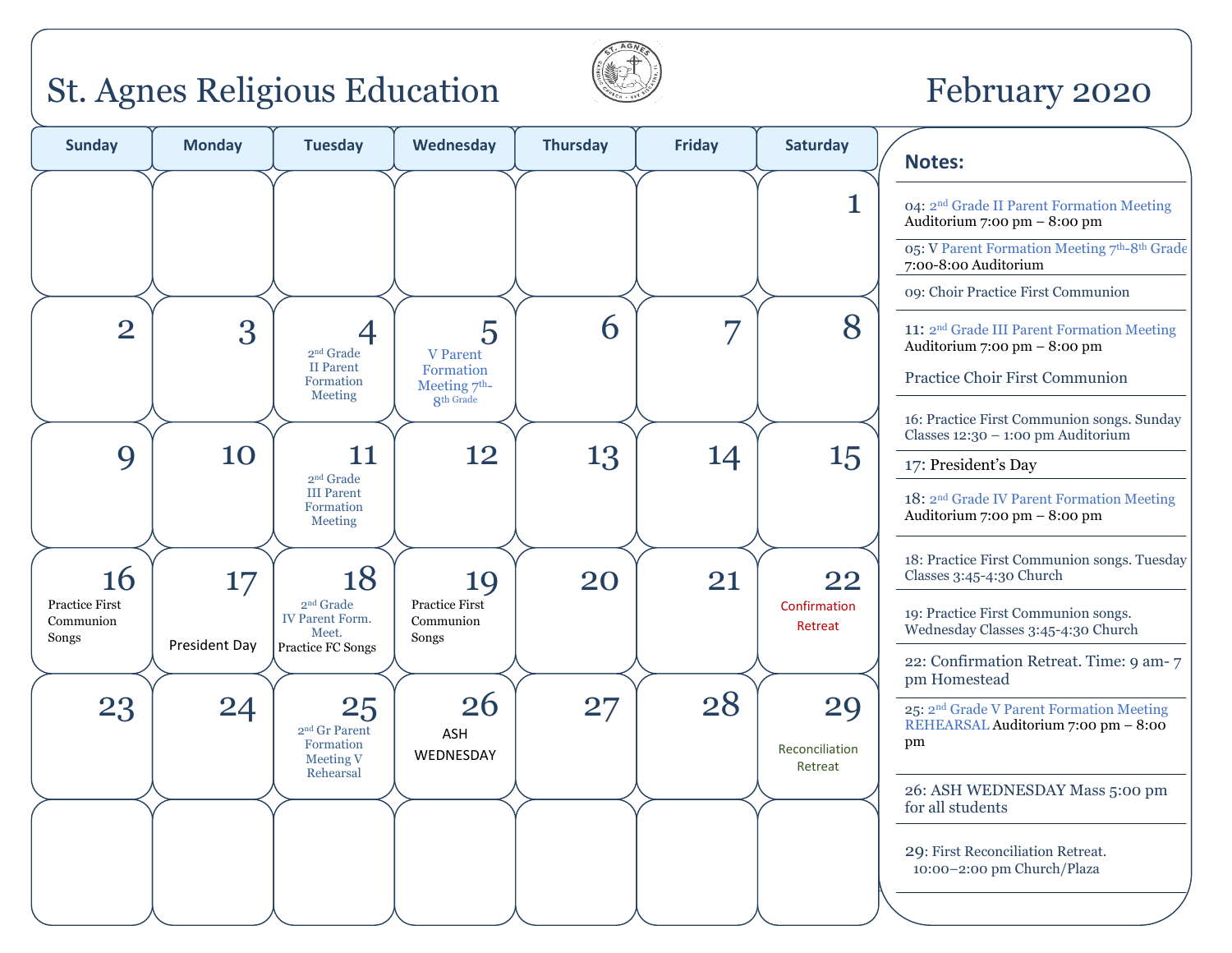# St. Agnes Religious Education

# February 2020

| Sunday | Monday | Tuesday | Wednesday | Thursday | Friday | Saturday |
|---|---|---|---|---|---|---|
| | | | | | | 1 |
| 2 | 3 | 4 2nd Grade II Parent Formation Meeting | 5 V Parent Formation Meeting 7th-8th Grade | 6 | 7 | 8 |
| 9 | 10 | 11 2nd Grade III Parent Formation Meeting | 12 | 13 | 14 | 15 |
| 16 Practice First Communion Songs | 17 President Day | 18 2nd Grade IV Parent Form. Meet. Practice FC Songs | 19 Practice First Communion Songs | 20 | 21 | 22 Confirmation Retreat |
| 23 | 24 | 25 2nd Gr Parent Formation Meeting V Rehearsal | 26 ASH WEDNESDAY | 27 | 28 | 29 Reconciliation Retreat |
| | | | | | | |

## Notes:

04: 2nd Grade II Parent Formation Meeting Auditorium 7:00 pm – 8:00 pm

05: V Parent Formation Meeting 7th-8th Grade 7:00-8:00 Auditorium

09: Choir Practice First Communion

11: 2nd Grade III Parent Formation Meeting Auditorium 7:00 pm – 8:00 pm

Practice Choir First Communion

16: Practice First Communion songs. Sunday Classes 12:30 – 1:00 pm Auditorium

17: President's Day

18: 2nd Grade IV Parent Formation Meeting Auditorium 7:00 pm – 8:00 pm

18: Practice First Communion songs. Tuesday Classes 3:45-4:30 Church

19: Practice First Communion songs. Wednesday Classes 3:45-4:30 Church

22: Confirmation Retreat. Time: 9 am- 7 pm Homestead

25: 2nd Grade V Parent Formation Meeting REHEARSAL Auditorium 7:00 pm – 8:00 pm

26: ASH WEDNESDAY Mass 5:00 pm for all students

29: First Reconciliation Retreat. 10:00–2:00 pm Church/Plaza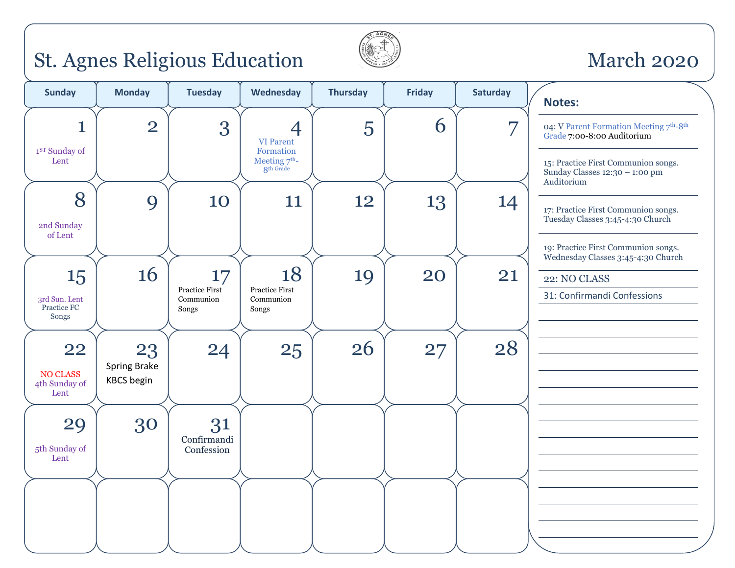# St. Agnes Religious Education

## March 2020

| Sunday | Monday | Tuesday | Wednesday | Thursday | Friday | Saturday |
|---|---|---|---|---|---|---|
| 1<br>1ST Sunday of Lent | 2 | 3 | 4<br>VI Parent Formation Meeting 7th-8th Grade | 5 | 6 | 7 |
| 8<br>2nd Sunday of Lent | 9 | 10 | 11 | 12 | 13 | 14 |
| 15<br>3rd Sun. Lent<br>Practice FC Songs | 16 | 17<br>Practice First Communion Songs | 18<br>Practice First Communion Songs | 19 | 20 | 21 |
| 22<br>NO CLASS<br>4th Sunday of Lent | 23<br>Spring Brake<br>KBCS begin | 24 | 25 | 26 | 27 | 28 |
| 29<br>5th Sunday of Lent | 30 | 31<br>Confirmandi Confession | | | | |
| | | | | | | |

**Notes:**

04: V Parent Formation Meeting 7th-8th Grade 7:00-8:00 Auditorium

15: Practice First Communion songs. Sunday Classes 12:30 – 1:00 pm Auditorium

17: Practice First Communion songs. Tuesday Classes 3:45-4:30 Church

19: Practice First Communion songs. Wednesday Classes 3:45-4:30 Church

22: NO CLASS

31: Confirmandi Confessions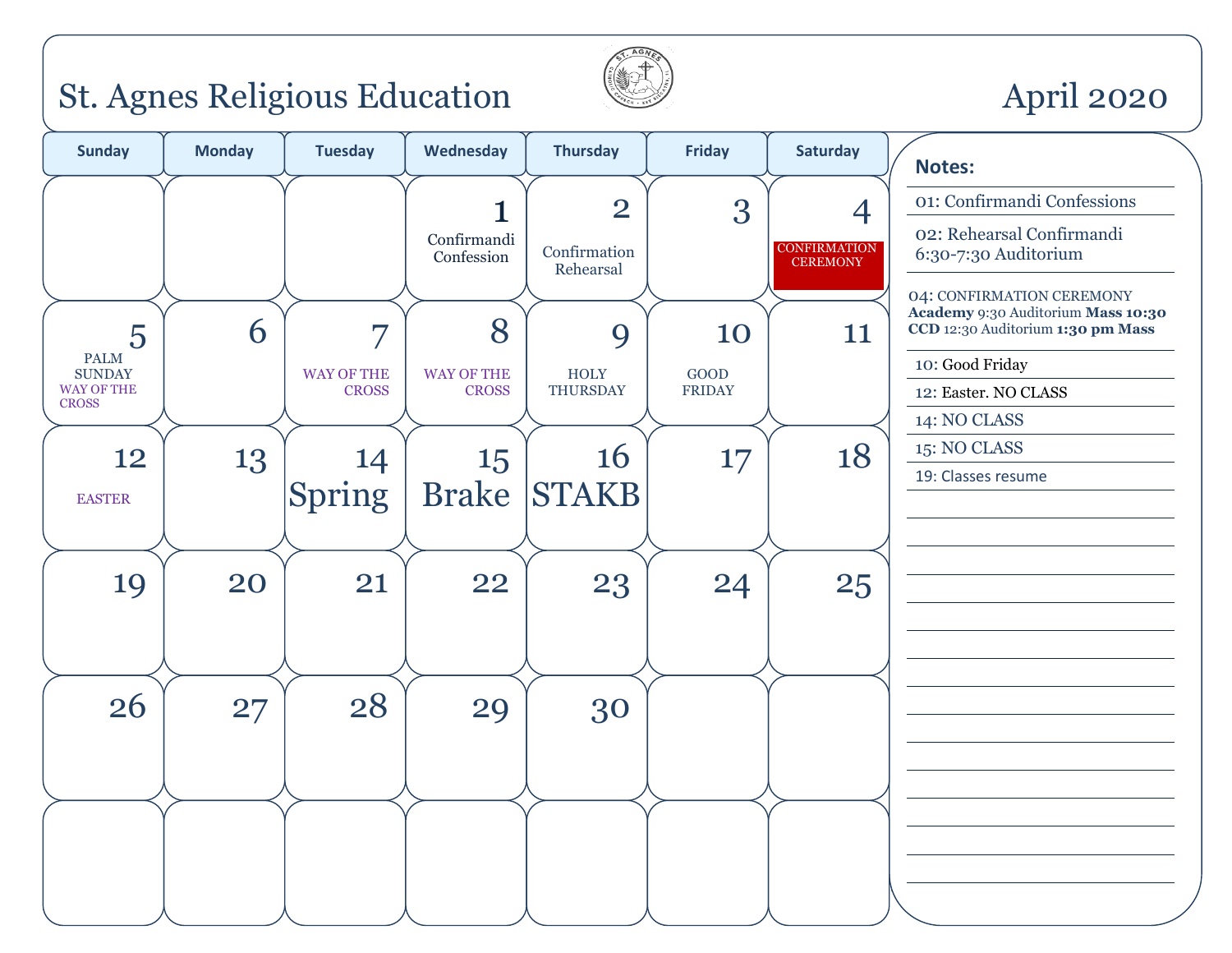# St. Agnes Religious Education — April 2020

| Sunday | Monday | Tuesday | Wednesday | Thursday | Friday | Saturday |
|---|---|---|---|---|---|---|
| | | | 1 Confirmandi Confession | 2 Confirmation Rehearsal | 3 | 4 CONFIRMATION CEREMONY |
| 5 PALM SUNDAY WAY OF THE CROSS | 6 | 7 WAY OF THE CROSS | 8 WAY OF THE CROSS | 9 HOLY THURSDAY | 10 GOOD FRIDAY | 11 |
| 12 EASTER | 13 | 14 Spring | 15 Brake | 16 STAKB | 17 | 18 |
| 19 | 20 | 21 | 22 | 23 | 24 | 25 |
| 26 | 27 | 28 | 29 | 30 | | |
| | | | | | | |

**Notes:**

- 01: Confirmandi Confessions
- 02: Rehearsal Confirmandi 6:30-7:30 Auditorium
- 04: CONFIRMATION CEREMONY **Academy** 9:30 Auditorium **Mass 10:30** **CCD** 12:30 Auditorium **1:30 pm Mass**
- 10: Good Friday
- 12: Easter. NO CLASS
- 14: NO CLASS
- 15: NO CLASS
- 19: Classes resume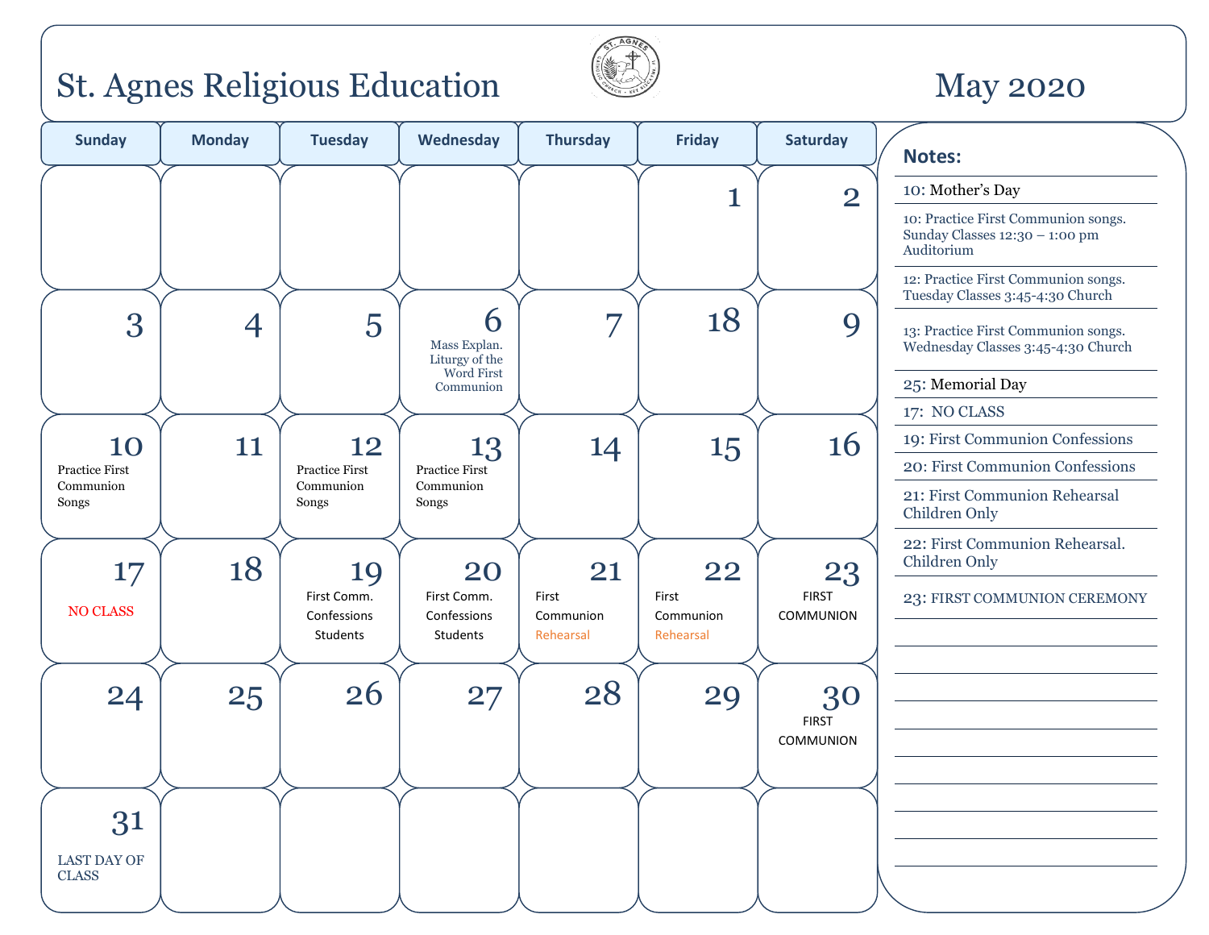# St. Agnes Religious Education

## May 2020

| Sunday | Monday | Tuesday | Wednesday | Thursday | Friday | Saturday |
|---|---|---|---|---|---|---|
| | | | | | 1 | 2 |
| 3 | 4 | 5 | 6 Mass Explan. Liturgy of the Word First Communion | 7 | 18 | 9 |
| 10 Practice First Communion Songs | 11 | 12 Practice First Communion Songs | 13 Practice First Communion Songs | 14 | 15 | 16 |
| 17 NO CLASS | 18 | 19 First Comm. Confessions Students | 20 First Comm. Confessions Students | 21 First Communion Rehearsal | 22 First Communion Rehearsal | 23 FIRST COMMUNION |
| 24 | 25 | 26 | 27 | 28 | 29 | 30 FIRST COMMUNION |
| 31 LAST DAY OF CLASS | | | | | | |

**Notes:**

- 10: Mother's Day
- 10: Practice First Communion songs. Sunday Classes 12:30 – 1:00 pm Auditorium
- 12: Practice First Communion songs. Tuesday Classes 3:45-4:30 Church
- 13: Practice First Communion songs. Wednesday Classes 3:45-4:30 Church
- 25: Memorial Day
- 17: NO CLASS
- 19: First Communion Confessions
- 20: First Communion Confessions
- 21: First Communion Rehearsal Children Only
- 22: First Communion Rehearsal. Children Only
- 23: FIRST COMMUNION CEREMONY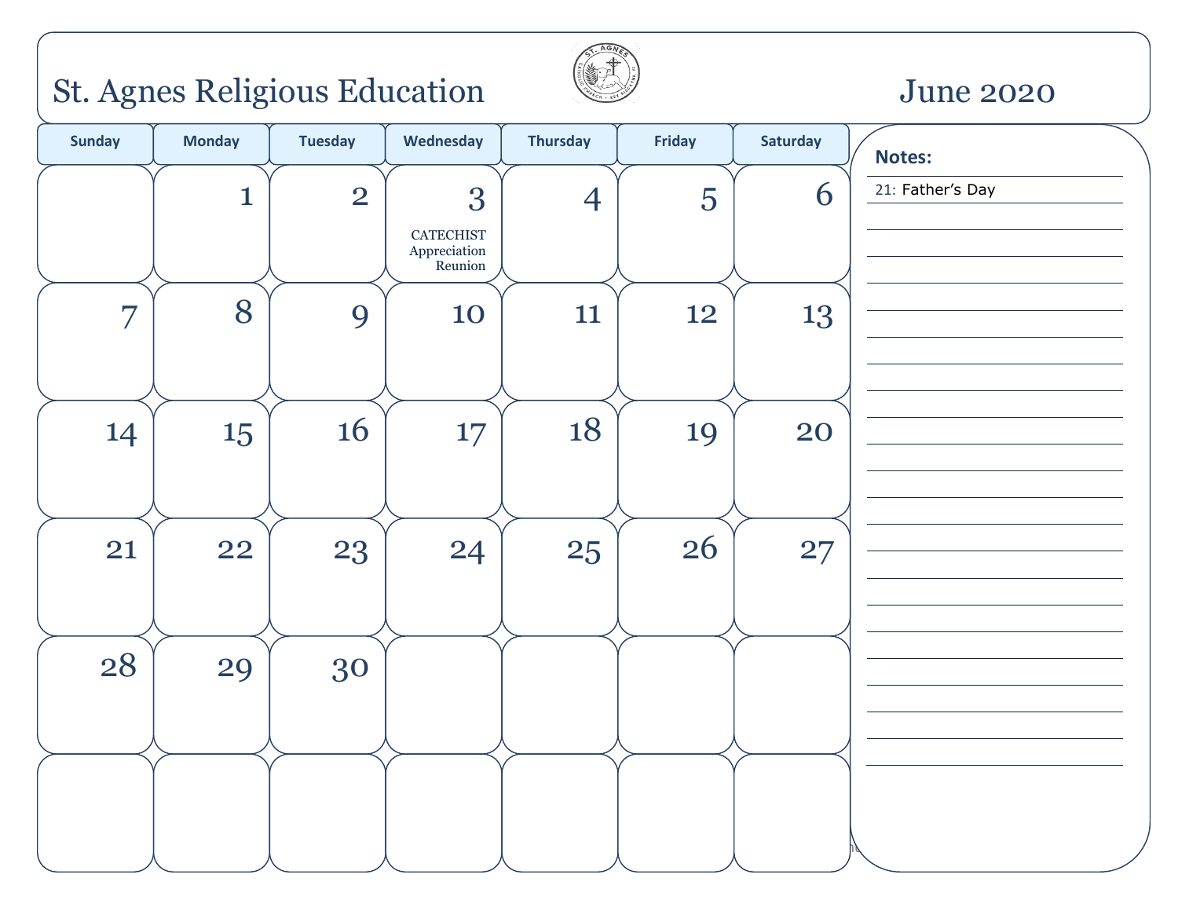# St. Agnes Religious Education

## June 2020

| Sunday | Monday | Tuesday | Wednesday | Thursday | Friday | Saturday |
|---|---|---|---|---|---|---|
| | 1 | 2 | 3<br>CATECHIST Appreciation Reunion | 4 | 5 | 6 |
| 7 | 8 | 9 | 10 | 11 | 12 | 13 |
| 14 | 15 | 16 | 17 | 18 | 19 | 20 |
| 21 | 22 | 23 | 24 | 25 | 26 | 27 |
| 28 | 29 | 30 | | | | |
| | | | | | | |

**Notes:**

21: Father's Day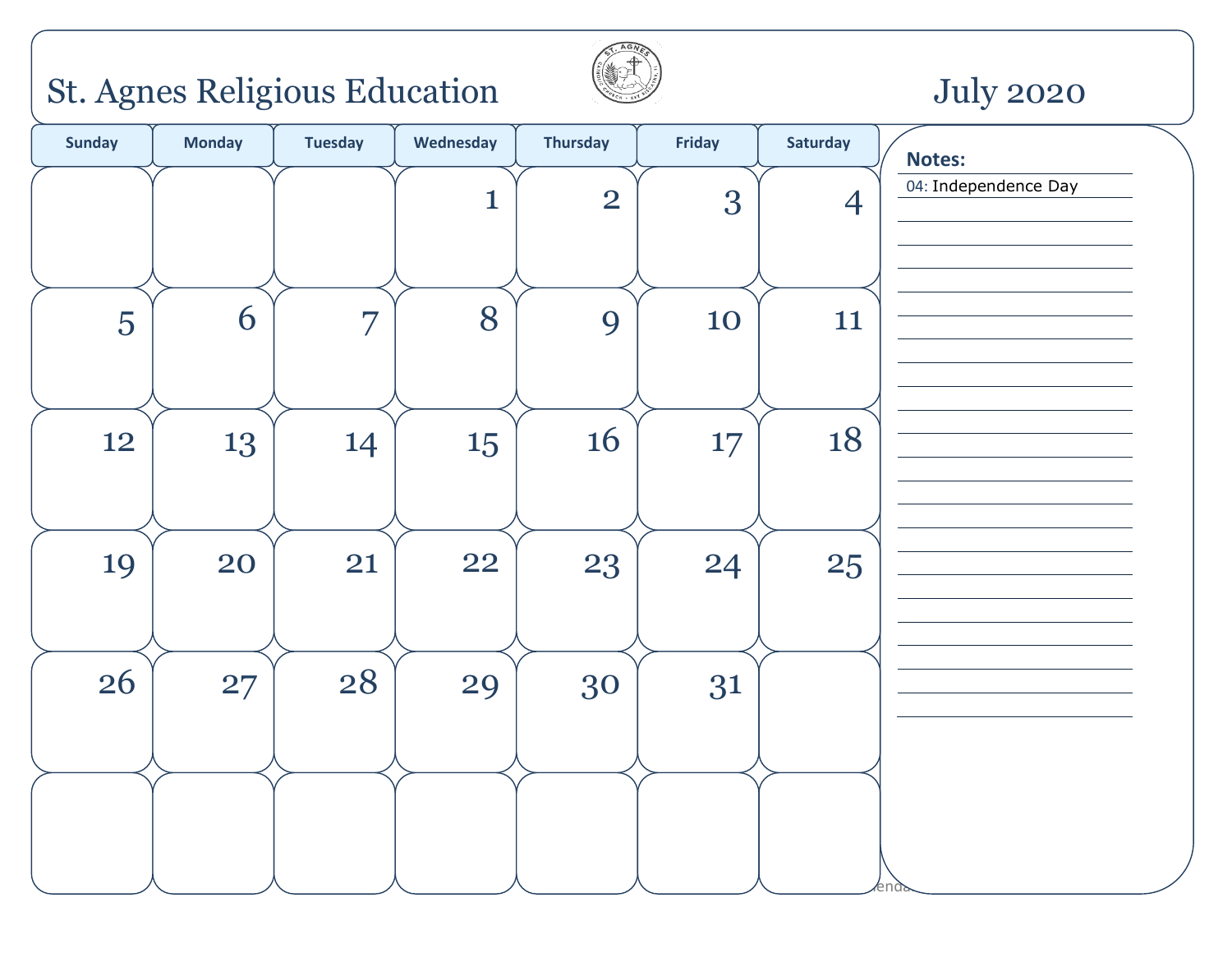# St. Agnes Religious Education

## July 2020

| Sunday | Monday | Tuesday | Wednesday | Thursday | Friday | Saturday |
|---|---|---|---|---|---|---|
| | | | 1 | 2 | 3 | 4 |
| 5 | 6 | 7 | 8 | 9 | 10 | 11 |
| 12 | 13 | 14 | 15 | 16 | 17 | 18 |
| 19 | 20 | 21 | 22 | 23 | 24 | 25 |
| 26 | 27 | 28 | 29 | 30 | 31 | |
| | | | | | | |

**Notes:**

04: Independence Day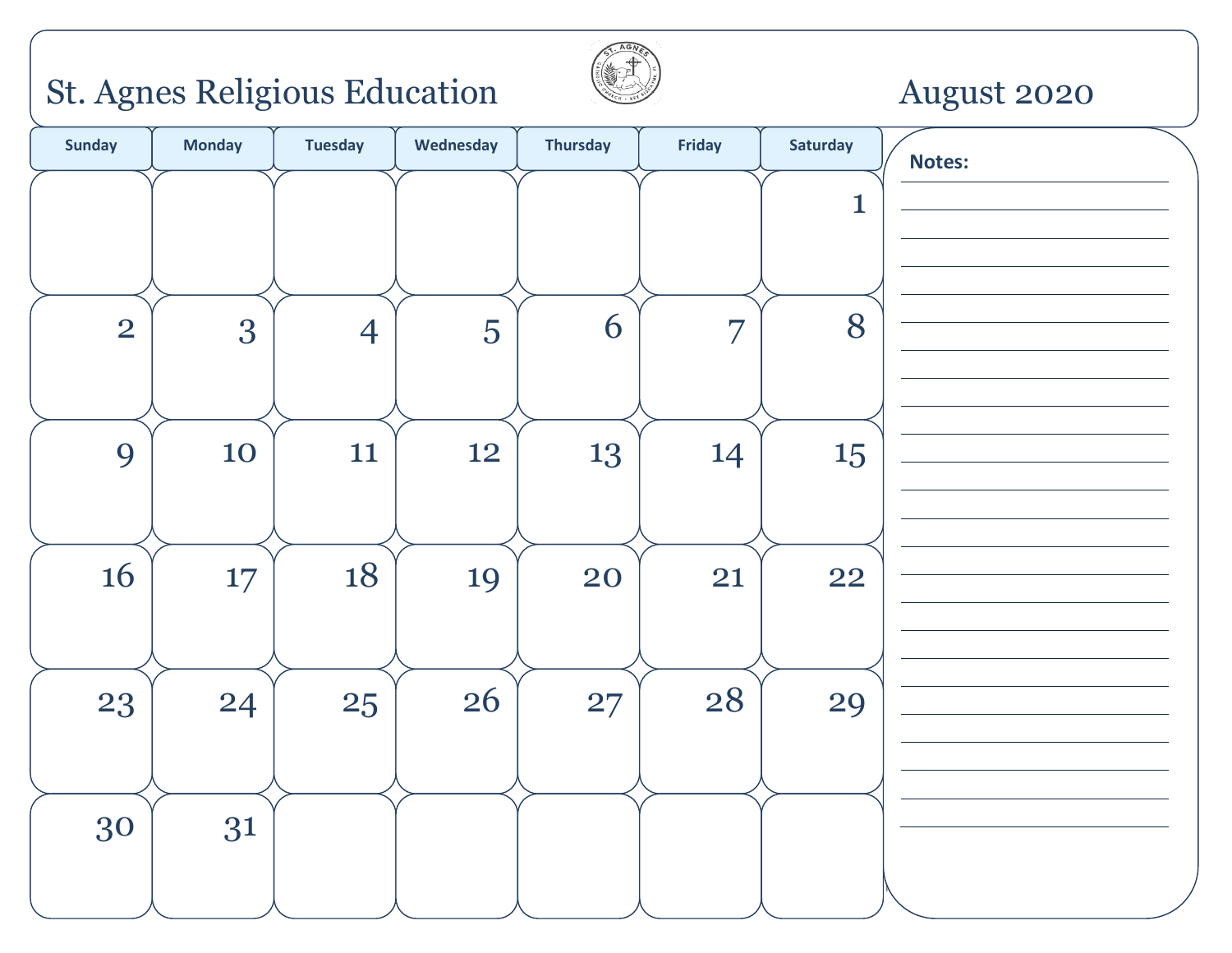# St. Agnes Religious Education — August 2020

| Sunday | Monday | Tuesday | Wednesday | Thursday | Friday | Saturday |
| --- | --- | --- | --- | --- | --- | --- |
| | | | | | | 1 |
| 2 | 3 | 4 | 5 | 6 | 7 | 8 |
| 9 | 10 | 11 | 12 | 13 | 14 | 15 |
| 16 | 17 | 18 | 19 | 20 | 21 | 22 |
| 23 | 24 | 25 | 26 | 27 | 28 | 29 |
| 30 | 31 | | | | | |

**Notes:**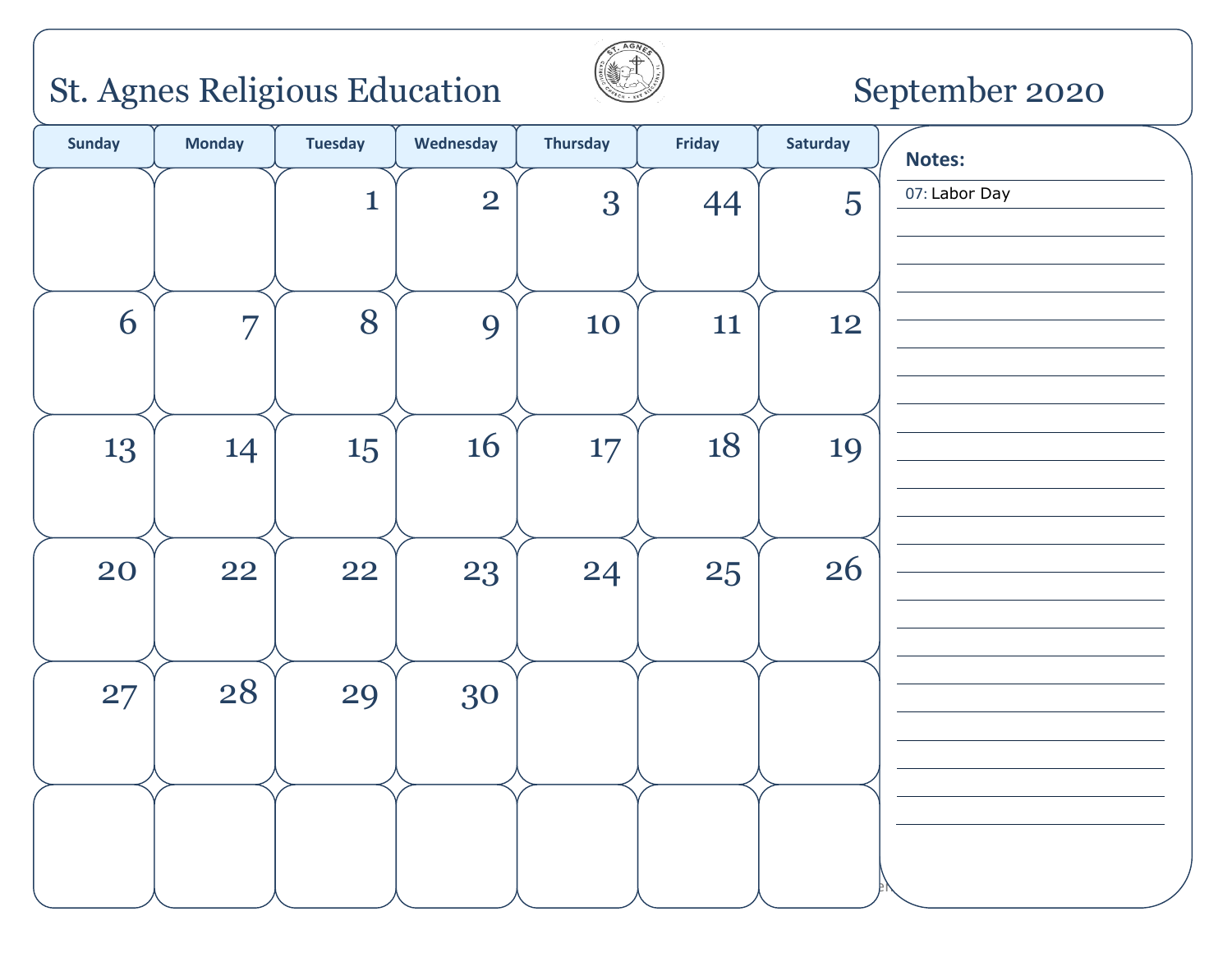# St. Agnes Religious Education

## September 2020

| Sunday | Monday | Tuesday | Wednesday | Thursday | Friday | Saturday |
|---|---|---|---|---|---|---|
| | | 1 | 2 | 3 | 44 | 5 |
| 6 | 7 | 8 | 9 | 10 | 11 | 12 |
| 13 | 14 | 15 | 16 | 17 | 18 | 19 |
| 20 | 22 | 22 | 23 | 24 | 25 | 26 |
| 27 | 28 | 29 | 30 | | | |
| | | | | | | |

**Notes:**

07: Labor Day